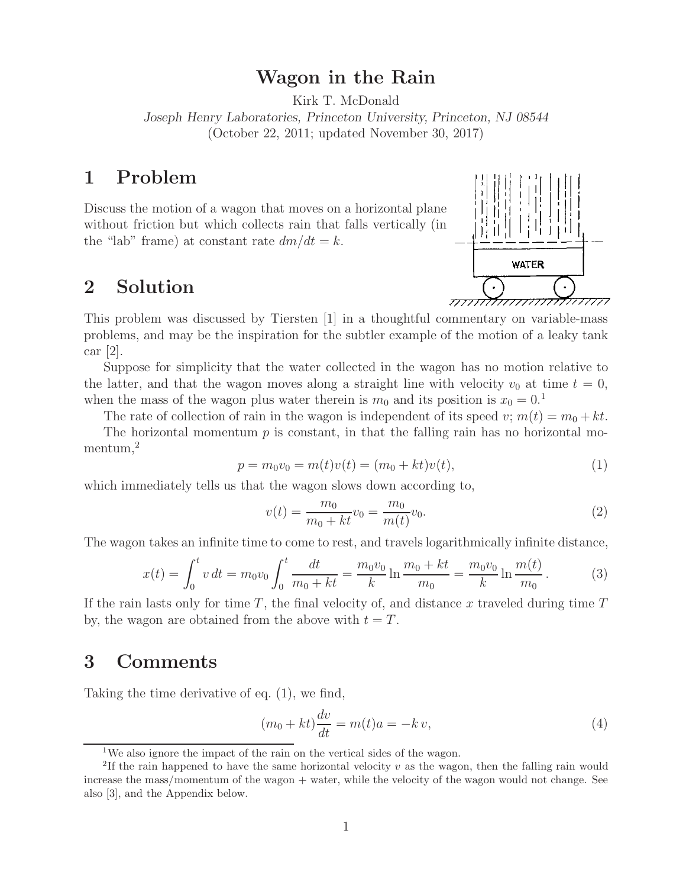# Wagon in the Rain

Kirk T. McDonald

*Joseph Henry Laboratories, Princeton University, Princeton, NJ 08544*

(October 22, 2011; updated November 30, 2017)

## 1 Problem

Discuss the motion of a wagon that moves on a horizontal plane without friction but which collects rain that falls vertically (in the "lab" frame) at constant rate $dm/dt = k$.

## 2 Solution

This problem was discussed by Tiersten [1] in a thoughtful commentary on variable-mass problems, and may be the inspiration for the subtler example of the motion of a leaky tank car [2].

Suppose for simplicity that the water collected in the wagon has no motion relative to the latter, and that the wagon moves along a straight line with velocity $v_0$ at time $t = 0$, when the mass of the wagon plus water therein is $m_0$ and its position is $x_0 = 0$.[1]

The rate of collection of rain in the wagon is independent of its speed $v$; $m(t) = m_0 + kt$.

The horizontal momentum $p$ is constant, in that the falling rain has no horizontal momentum,[2]

$$p = m_0 v_0 = m(t)v(t) = (m_0 + kt)v(t), \tag{1}$$

which immediately tells us that the wagon slows down according to,

$$v(t) = \frac{m_0}{m_0 + kt} v_0 = \frac{m_0}{m(t)} v_0. \tag{2}$$

The wagon takes an infinite time to come to rest, and travels logarithmically infinite distance,

$$x(t) = \int_0^t v\, dt = m_0 v_0 \int_0^t \frac{dt}{m_0 + kt} = \frac{m_0 v_0}{k} \ln \frac{m_0 + kt}{m_0} = \frac{m_0 v_0}{k} \ln \frac{m(t)}{m_0}. \tag{3}$$

If the rain lasts only for time $T$, the final velocity of, and distance $x$ traveled during time $T$ by, the wagon are obtained from the above with $t = T$.

## 3 Comments

Taking the time derivative of eq. (1), we find,

$$(m_0 + kt)\frac{dv}{dt} = m(t)a = -k\, v, \tag{4}$$

[1] We also ignore the impact of the rain on the vertical sides of the wagon.

[2] If the rain happened to have the same horizontal velocity $v$ as the wagon, then the falling rain would increase the mass/momentum of the wagon + water, while the velocity of the wagon would not change. See also [3], and the Appendix below.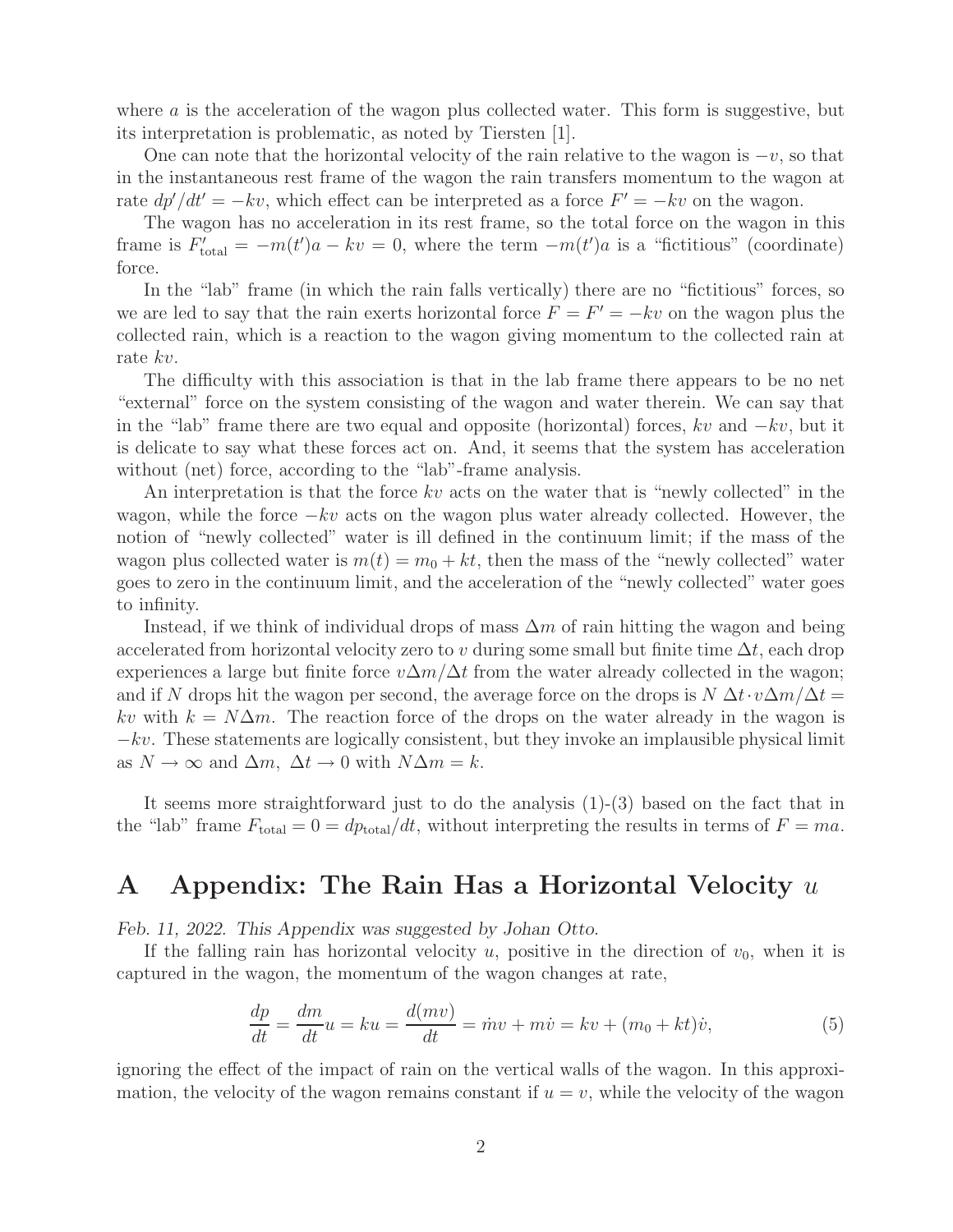where $a$ is the acceleration of the wagon plus collected water. This form is suggestive, but its interpretation is problematic, as noted by Tiersten [1].

One can note that the horizontal velocity of the rain relative to the wagon is $-v$, so that in the instantaneous rest frame of the wagon the rain transfers momentum to the wagon at rate $dp'/dt' = -kv$, which effect can be interpreted as a force $F' = -kv$ on the wagon.

The wagon has no acceleration in its rest frame, so the total force on the wagon in this frame is $F'_{\rm total} = -m(t')a - kv = 0$, where the term $-m(t')a$ is a "fictitious" (coordinate) force.

In the "lab" frame (in which the rain falls vertically) there are no "fictitious" forces, so we are led to say that the rain exerts horizontal force $F = F' = -kv$ on the wagon plus the collected rain, which is a reaction to the wagon giving momentum to the collected rain at rate $kv$.

The difficulty with this association is that in the lab frame there appears to be no net "external" force on the system consisting of the wagon and water therein. We can say that in the "lab" frame there are two equal and opposite (horizontal) forces, $kv$ and $-kv$, but it is delicate to say what these forces act on. And, it seems that the system has acceleration without (net) force, according to the "lab"-frame analysis.

An interpretation is that the force $kv$ acts on the water that is "newly collected" in the wagon, while the force $-kv$ acts on the wagon plus water already collected. However, the notion of "newly collected" water is ill defined in the continuum limit; if the mass of the wagon plus collected water is $m(t) = m_0 + kt$, then the mass of the "newly collected" water goes to zero in the continuum limit, and the acceleration of the "newly collected" water goes to infinity.

Instead, if we think of individual drops of mass $\Delta m$ of rain hitting the wagon and being accelerated from horizontal velocity zero to $v$ during some small but finite time $\Delta t$, each drop experiences a large but finite force $v\Delta m/\Delta t$ from the water already collected in the wagon; and if $N$ drops hit the wagon per second, the average force on the drops is $N\,\Delta t \cdot v\Delta m/\Delta t = kv$ with $k = N\Delta m$. The reaction force of the drops on the water already in the wagon is $-kv$. These statements are logically consistent, but they invoke an implausible physical limit as $N \to \infty$ and $\Delta m,\ \Delta t \to 0$ with $N\Delta m = k$.

It seems more straightforward just to do the analysis (1)-(3) based on the fact that in the "lab" frame $F_{\rm total} = 0 = dp_{\rm total}/dt$, without interpreting the results in terms of $F = ma$.

## A Appendix: The Rain Has a Horizontal Velocity $u$

*Feb. 11, 2022. This Appendix was suggested by Johan Otto.*

If the falling rain has horizontal velocity $u$, positive in the direction of $v_0$, when it is captured in the wagon, the momentum of the wagon changes at rate,

$$\frac{dp}{dt} = \frac{dm}{dt}u = ku = \frac{d(mv)}{dt} = \dot{m}v + m\dot{v} = kv + (m_0 + kt)\dot{v}, \tag{5}$$

ignoring the effect of the impact of rain on the vertical walls of the wagon. In this approximation, the velocity of the wagon remains constant if $u = v$, while the velocity of the wagon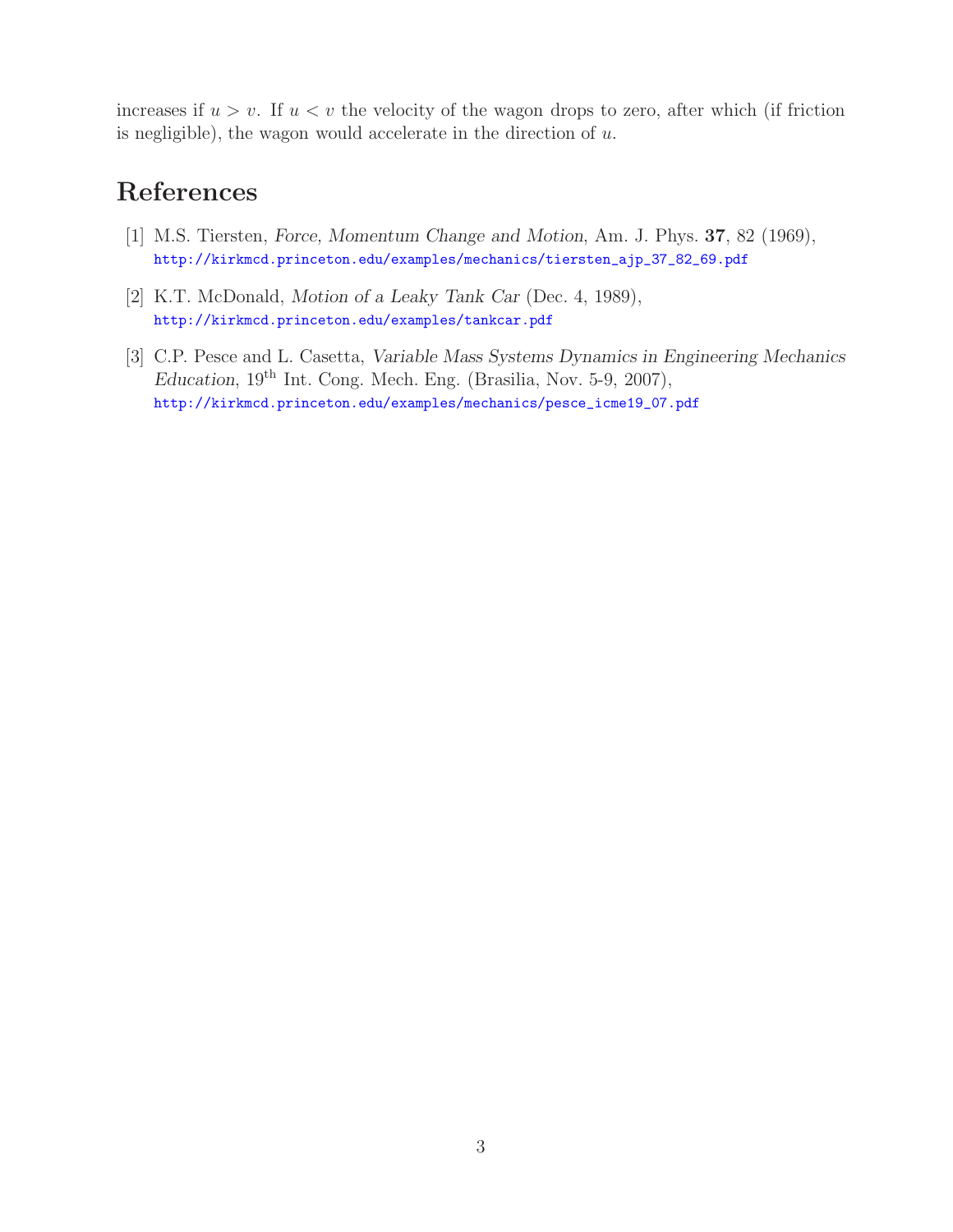increases if $u > v$. If $u < v$ the velocity of the wagon drops to zero, after which (if friction is negligible), the wagon would accelerate in the direction of $u$.

## References

[1] M.S. Tiersten, *Force, Momentum Change and Motion*, Am. J. Phys. **37**, 82 (1969), http://kirkmcd.princeton.edu/examples/mechanics/tiersten_ajp_37_82_69.pdf

[2] K.T. McDonald, *Motion of a Leaky Tank Car* (Dec. 4, 1989), http://kirkmcd.princeton.edu/examples/tankcar.pdf

[3] C.P. Pesce and L. Casetta, *Variable Mass Systems Dynamics in Engineering Mechanics Education*, 19th Int. Cong. Mech. Eng. (Brasilia, Nov. 5-9, 2007), http://kirkmcd.princeton.edu/examples/mechanics/pesce_icme19_07.pdf